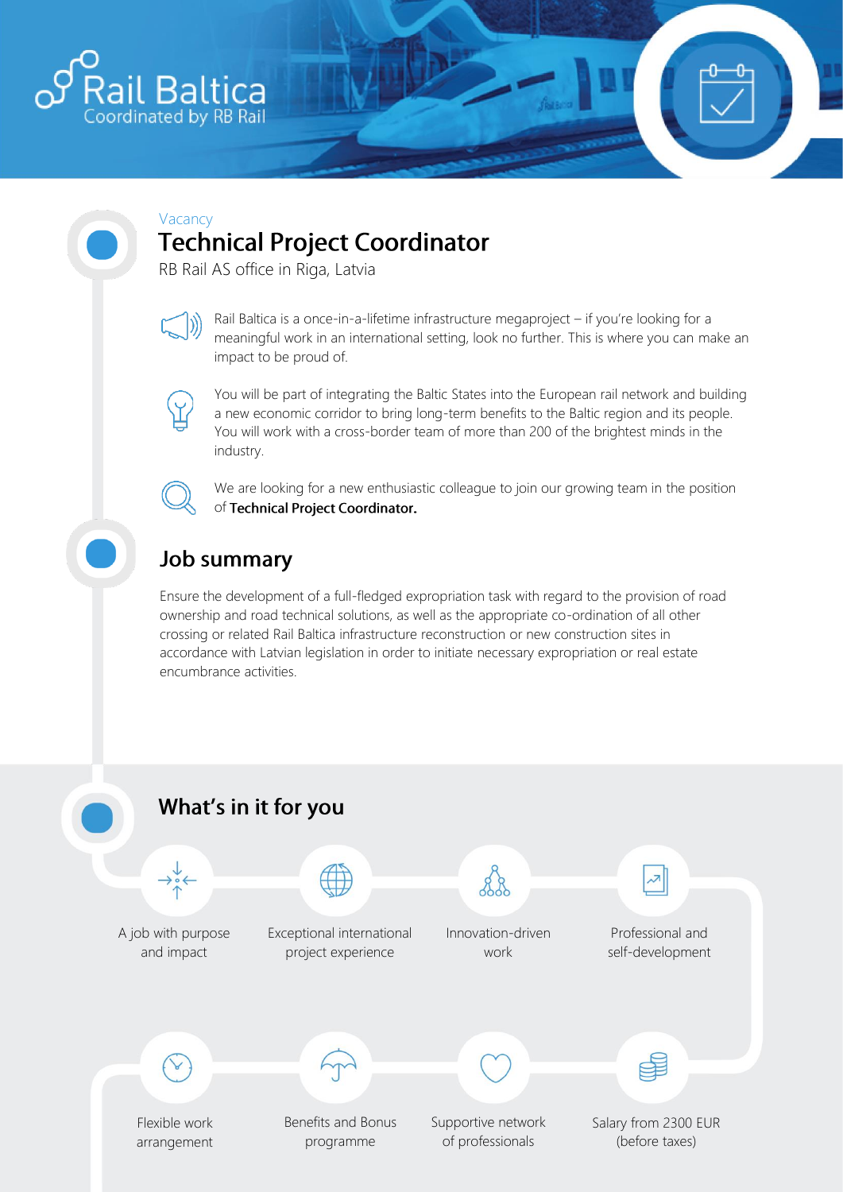Rail Baltica
Coordinated by RB Rail

Vacancy

# Technical Project Coordinator

RB Rail AS office in Riga, Latvia

Rail Baltica is a once-in-a-lifetime infrastructure megaproject – if you're looking for a meaningful work in an international setting, look no further. This is where you can make an impact to be proud of.

You will be part of integrating the Baltic States into the European rail network and building a new economic corridor to bring long-term benefits to the Baltic region and its people. You will work with a cross-border team of more than 200 of the brightest minds in the industry.

We are looking for a new enthusiastic colleague to join our growing team in the position of **Technical Project Coordinator.**

## Job summary

Ensure the development of a full-fledged expropriation task with regard to the provision of road ownership and road technical solutions, as well as the appropriate co-ordination of all other crossing or related Rail Baltica infrastructure reconstruction or new construction sites in accordance with Latvian legislation in order to initiate necessary expropriation or real estate encumbrance activities.

## What's in it for you

- A job with purpose and impact
- Exceptional international project experience
- Innovation-driven work
- Professional and self-development
- Flexible work arrangement
- Benefits and Bonus programme
- Supportive network of professionals
- Salary from 2300 EUR (before taxes)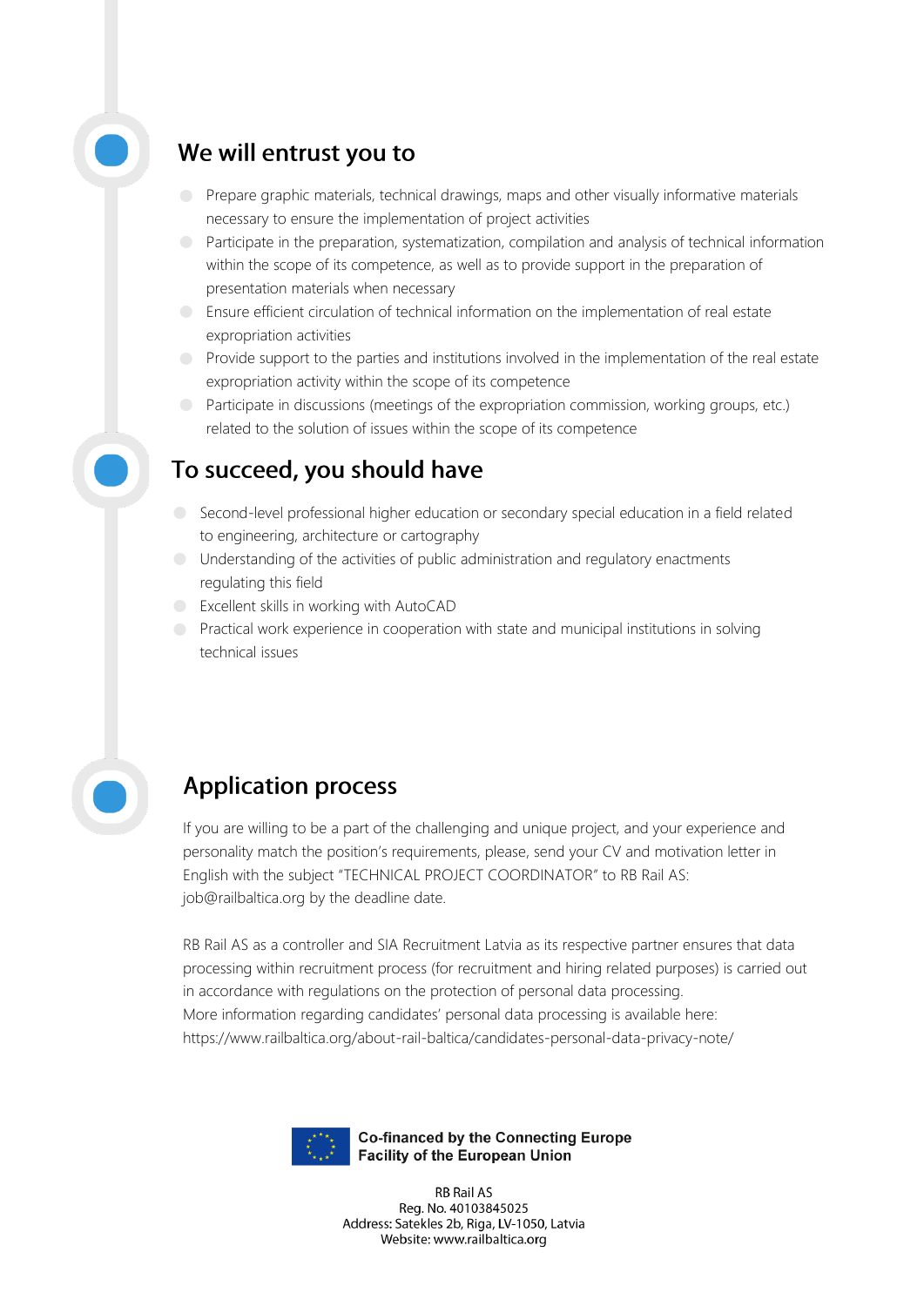## We will entrust you to

- Prepare graphic materials, technical drawings, maps and other visually informative materials necessary to ensure the implementation of project activities
- Participate in the preparation, systematization, compilation and analysis of technical information within the scope of its competence, as well as to provide support in the preparation of presentation materials when necessary
- Ensure efficient circulation of technical information on the implementation of real estate expropriation activities
- Provide support to the parties and institutions involved in the implementation of the real estate expropriation activity within the scope of its competence
- Participate in discussions (meetings of the expropriation commission, working groups, etc.) related to the solution of issues within the scope of its competence

## To succeed, you should have

- Second-level professional higher education or secondary special education in a field related to engineering, architecture or cartography
- Understanding of the activities of public administration and regulatory enactments regulating this field
- Excellent skills in working with AutoCAD
- Practical work experience in cooperation with state and municipal institutions in solving technical issues

## Application process

If you are willing to be a part of the challenging and unique project, and your experience and personality match the position's requirements, please, send your CV and motivation letter in English with the subject "TECHNICAL PROJECT COORDINATOR" to RB Rail AS: job@railbaltica.org by the deadline date.

RB Rail AS as a controller and SIA Recruitment Latvia as its respective partner ensures that data processing within recruitment process (for recruitment and hiring related purposes) is carried out in accordance with regulations on the protection of personal data processing.
More information regarding candidates' personal data processing is available here: https://www.railbaltica.org/about-rail-baltica/candidates-personal-data-privacy-note/

**Co-financed by the Connecting Europe Facility of the European Union**

RB Rail AS
Reg. No. 40103845025
Address: Satekles 2b, Riga, LV-1050, Latvia
Website: www.railbaltica.org